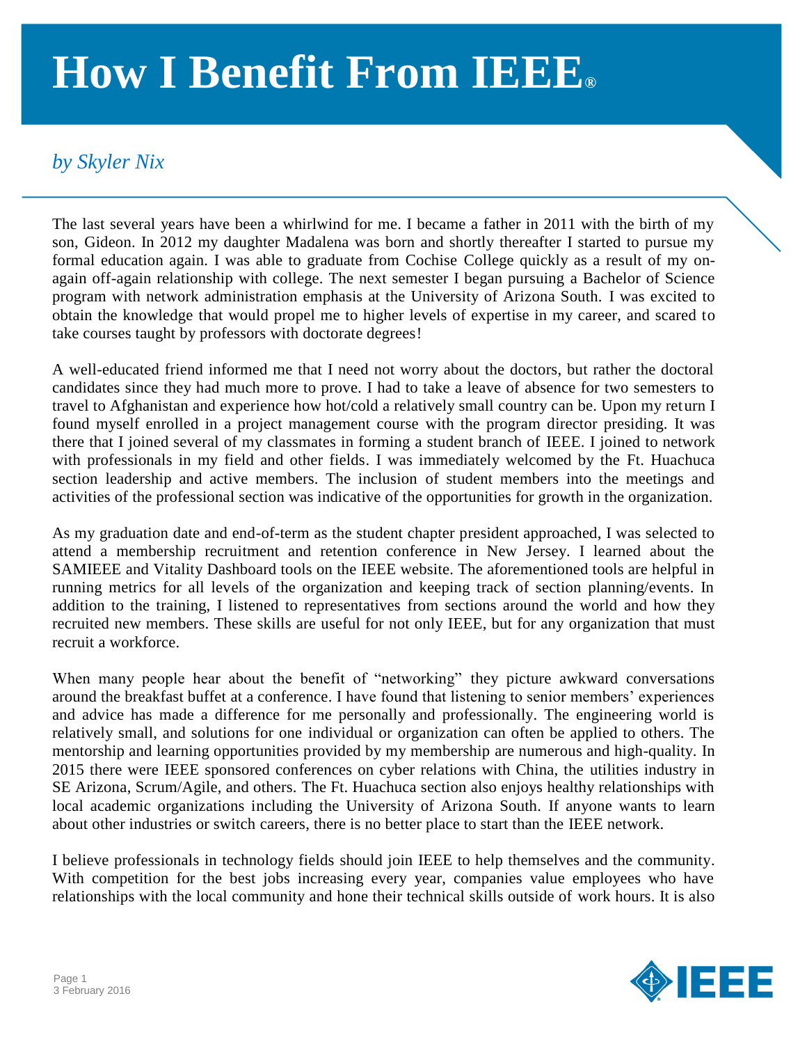# How I Benefit From IEEE®

*by Skyler Nix*

The last several years have been a whirlwind for me. I became a father in 2011 with the birth of my son, Gideon. In 2012 my daughter Madalena was born and shortly thereafter I started to pursue my formal education again. I was able to graduate from Cochise College quickly as a result of my on-again off-again relationship with college. The next semester I began pursuing a Bachelor of Science program with network administration emphasis at the University of Arizona South. I was excited to obtain the knowledge that would propel me to higher levels of expertise in my career, and scared to take courses taught by professors with doctorate degrees!

A well-educated friend informed me that I need not worry about the doctors, but rather the doctoral candidates since they had much more to prove. I had to take a leave of absence for two semesters to travel to Afghanistan and experience how hot/cold a relatively small country can be. Upon my return I found myself enrolled in a project management course with the program director presiding. It was there that I joined several of my classmates in forming a student branch of IEEE. I joined to network with professionals in my field and other fields. I was immediately welcomed by the Ft. Huachuca section leadership and active members. The inclusion of student members into the meetings and activities of the professional section was indicative of the opportunities for growth in the organization.

As my graduation date and end-of-term as the student chapter president approached, I was selected to attend a membership recruitment and retention conference in New Jersey. I learned about the SAMIEEE and Vitality Dashboard tools on the IEEE website. The aforementioned tools are helpful in running metrics for all levels of the organization and keeping track of section planning/events. In addition to the training, I listened to representatives from sections around the world and how they recruited new members. These skills are useful for not only IEEE, but for any organization that must recruit a workforce.

When many people hear about the benefit of "networking" they picture awkward conversations around the breakfast buffet at a conference. I have found that listening to senior members' experiences and advice has made a difference for me personally and professionally. The engineering world is relatively small, and solutions for one individual or organization can often be applied to others. The mentorship and learning opportunities provided by my membership are numerous and high-quality. In 2015 there were IEEE sponsored conferences on cyber relations with China, the utilities industry in SE Arizona, Scrum/Agile, and others. The Ft. Huachuca section also enjoys healthy relationships with local academic organizations including the University of Arizona South. If anyone wants to learn about other industries or switch careers, there is no better place to start than the IEEE network.

I believe professionals in technology fields should join IEEE to help themselves and the community. With competition for the best jobs increasing every year, companies value employees who have relationships with the local community and hone their technical skills outside of work hours. It is also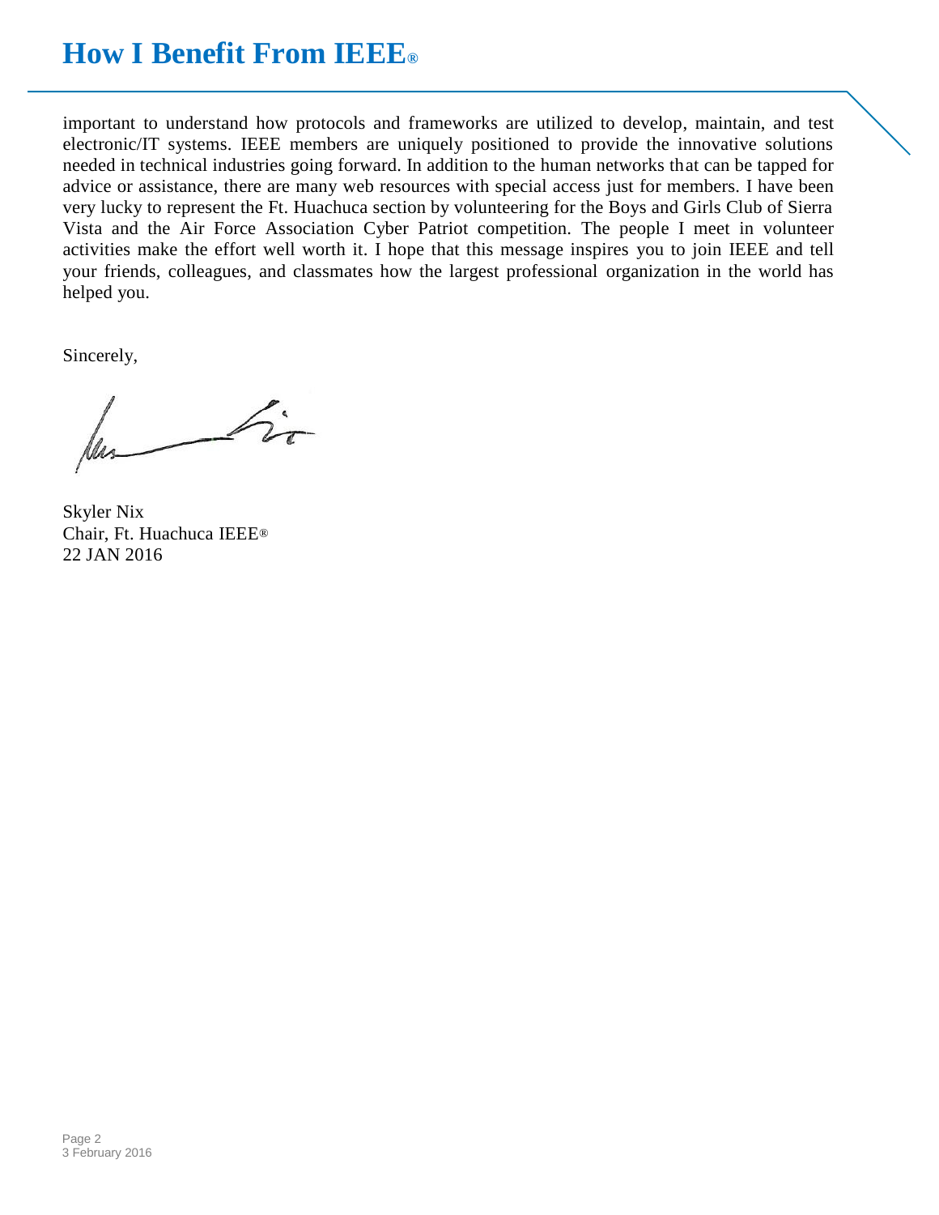important to understand how protocols and frameworks are utilized to develop, maintain, and test electronic/IT systems. IEEE members are uniquely positioned to provide the innovative solutions needed in technical industries going forward. In addition to the human networks that can be tapped for advice or assistance, there are many web resources with special access just for members. I have been very lucky to represent the Ft. Huachuca section by volunteering for the Boys and Girls Club of Sierra Vista and the Air Force Association Cyber Patriot competition. The people I meet in volunteer activities make the effort well worth it. I hope that this message inspires you to join IEEE and tell your friends, colleagues, and classmates how the largest professional organization in the world has helped you.

Sincerely,

Skyler Nix
Chair, Ft. Huachuca IEEE®
22 JAN 2016